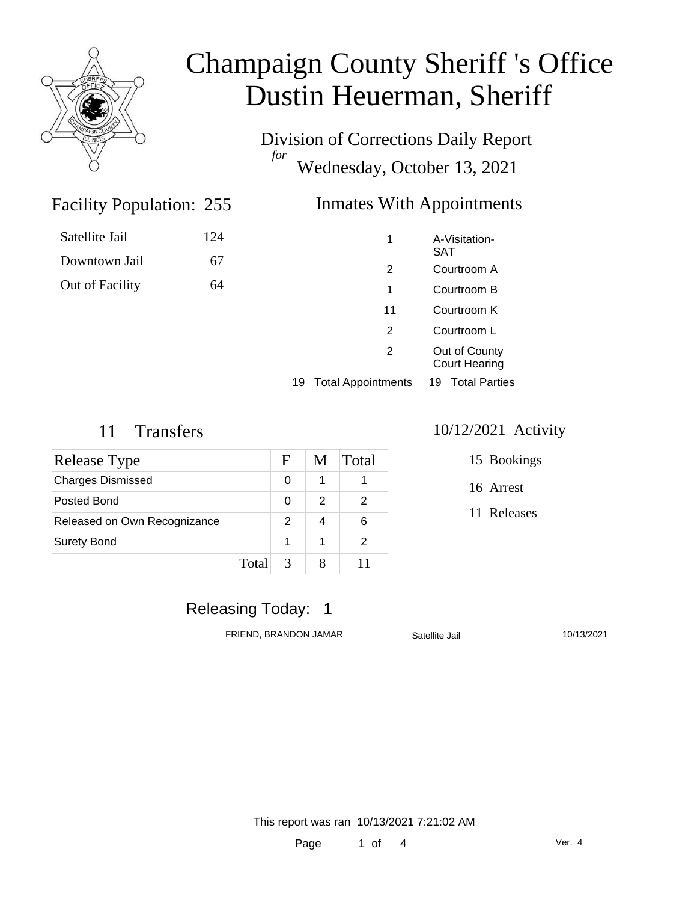# Champaign County Sheriff 's Office
# Dustin Heuerman, Sheriff

## Division of Corrections Daily Report

*for*

Wednesday, October 13, 2021

## Facility Population: 255

| | |
|---|---|
| Satellite Jail | 124 |
| Downtown Jail | 67 |
| Out of Facility | 64 |

## Inmates With Appointments

| | |
|---|---|
| 1 | A-Visitation-SAT |
| 2 | Courtroom A |
| 1 | Courtroom B |
| 11 | Courtroom K |
| 2 | Courtroom L |
| 2 | Out of County Court Hearing |

19 Total Appointments 19 Total Parties

## 11 Transfers

| Release Type | F | M | Total |
|---|---|---|---|
| Charges Dismissed | 0 | 1 | 1 |
| Posted Bond | 0 | 2 | 2 |
| Released on Own Recognizance | 2 | 4 | 6 |
| Surety Bond | 1 | 1 | 2 |
| Total | 3 | 8 | 11 |

## 10/12/2021 Activity

15 Bookings

16 Arrest

11 Releases

## Releasing Today: 1

| | | |
|---|---|---|
| FRIEND, BRANDON JAMAR | Satellite Jail | 10/13/2021 |

This report was ran 10/13/2021 7:21:02 AM

Ver. 4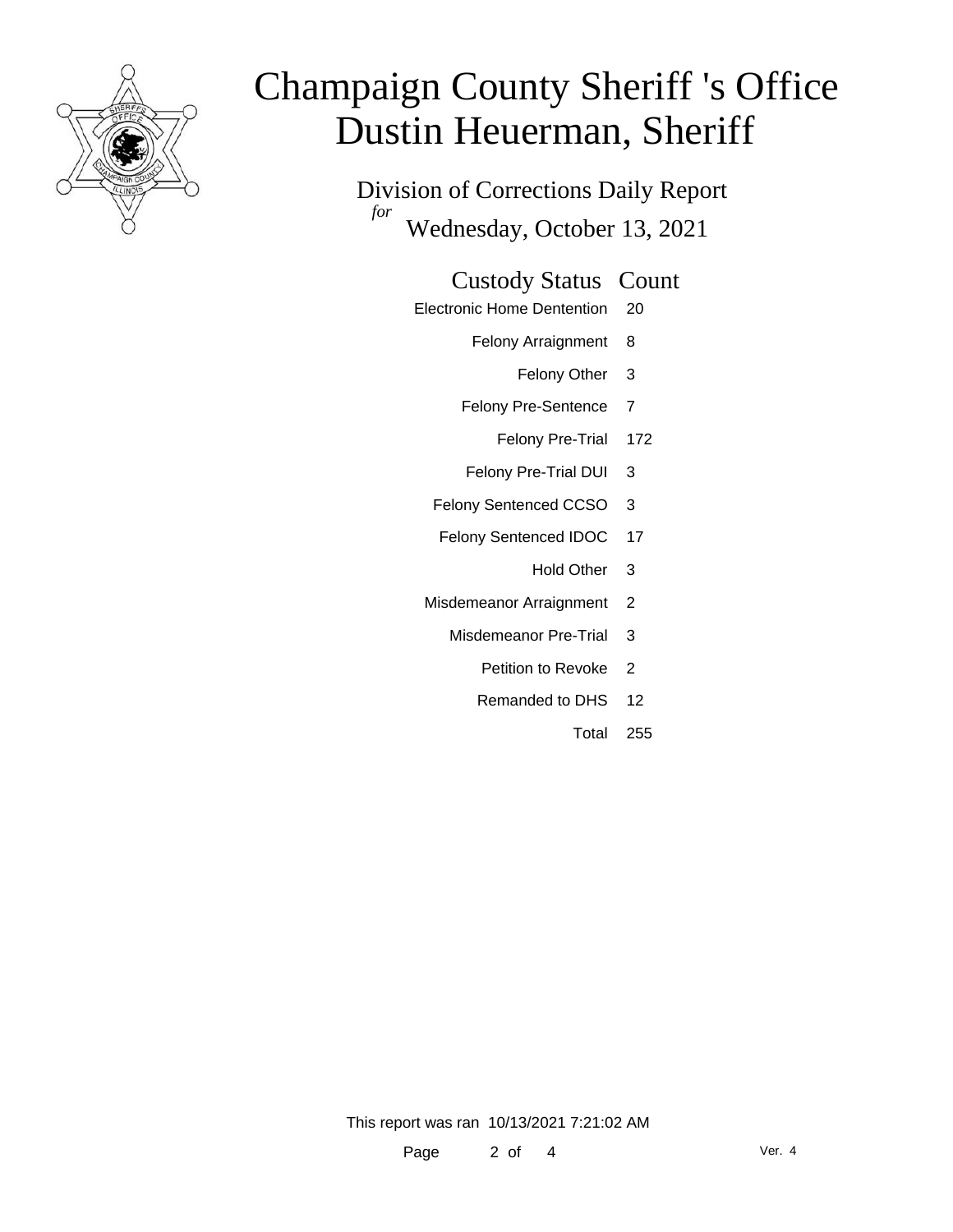# Champaign County Sheriff 's Office
# Dustin Heuerman, Sheriff

## Division of Corrections Daily Report

*for*

Wednesday, October 13, 2021

| Custody Status | Count |
| --- | --- |
| Electronic Home Dentention | 20 |
| Felony Arraignment | 8 |
| Felony Other | 3 |
| Felony Pre-Sentence | 7 |
| Felony Pre-Trial | 172 |
| Felony Pre-Trial DUI | 3 |
| Felony Sentenced CCSO | 3 |
| Felony Sentenced IDOC | 17 |
| Hold Other | 3 |
| Misdemeanor Arraignment | 2 |
| Misdemeanor Pre-Trial | 3 |
| Petition to Revoke | 2 |
| Remanded to DHS | 12 |
| Total | 255 |

This report was ran 10/13/2021 7:21:02 AM

Ver. 4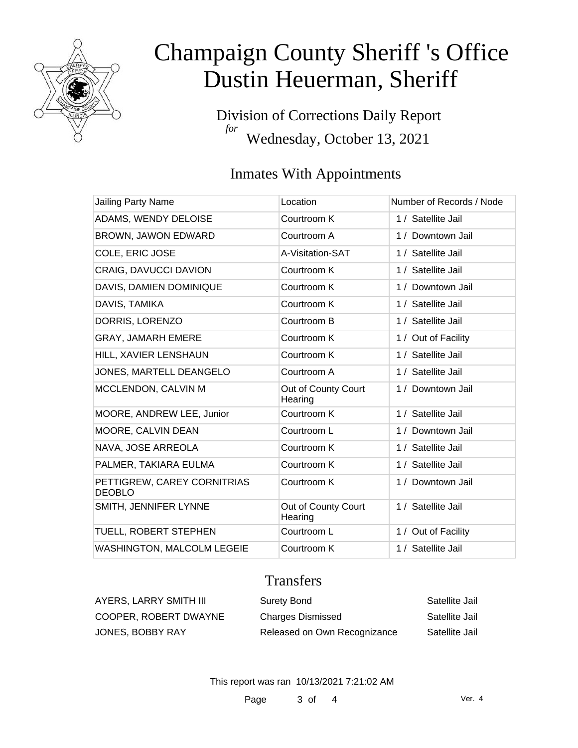# Champaign County Sheriff 's Office
# Dustin Heuerman, Sheriff

Division of Corrections Daily Report
*for*
Wednesday, October 13, 2021

## Inmates With Appointments

| Jailing Party Name | Location | Number of Records / Node |
|---|---|---|
| ADAMS, WENDY DELOISE | Courtroom K | 1 / Satellite Jail |
| BROWN, JAWON EDWARD | Courtroom A | 1 / Downtown Jail |
| COLE, ERIC JOSE | A-Visitation-SAT | 1 / Satellite Jail |
| CRAIG, DAVUCCI DAVION | Courtroom K | 1 / Satellite Jail |
| DAVIS, DAMIEN DOMINIQUE | Courtroom K | 1 / Downtown Jail |
| DAVIS, TAMIKA | Courtroom K | 1 / Satellite Jail |
| DORRIS, LORENZO | Courtroom B | 1 / Satellite Jail |
| GRAY, JAMARH EMERE | Courtroom K | 1 / Out of Facility |
| HILL, XAVIER LENSHAUN | Courtroom K | 1 / Satellite Jail |
| JONES, MARTELL DEANGELO | Courtroom A | 1 / Satellite Jail |
| MCCLENDON, CALVIN M | Out of County Court Hearing | 1 / Downtown Jail |
| MOORE, ANDREW LEE, Junior | Courtroom K | 1 / Satellite Jail |
| MOORE, CALVIN DEAN | Courtroom L | 1 / Downtown Jail |
| NAVA, JOSE ARREOLA | Courtroom K | 1 / Satellite Jail |
| PALMER, TAKIARA EULMA | Courtroom K | 1 / Satellite Jail |
| PETTIGREW, CAREY CORNITRIAS DEOBLO | Courtroom K | 1 / Downtown Jail |
| SMITH, JENNIFER LYNNE | Out of County Court Hearing | 1 / Satellite Jail |
| TUELL, ROBERT STEPHEN | Courtroom L | 1 / Out of Facility |
| WASHINGTON, MALCOLM LEGEIE | Courtroom K | 1 / Satellite Jail |

## Transfers

| | | |
|---|---|---|
| AYERS, LARRY SMITH III | Surety Bond | Satellite Jail |
| COOPER, ROBERT DWAYNE | Charges Dismissed | Satellite Jail |
| JONES, BOBBY RAY | Released on Own Recognizance | Satellite Jail |

This report was ran 10/13/2021 7:21:02 AM

Ver. 4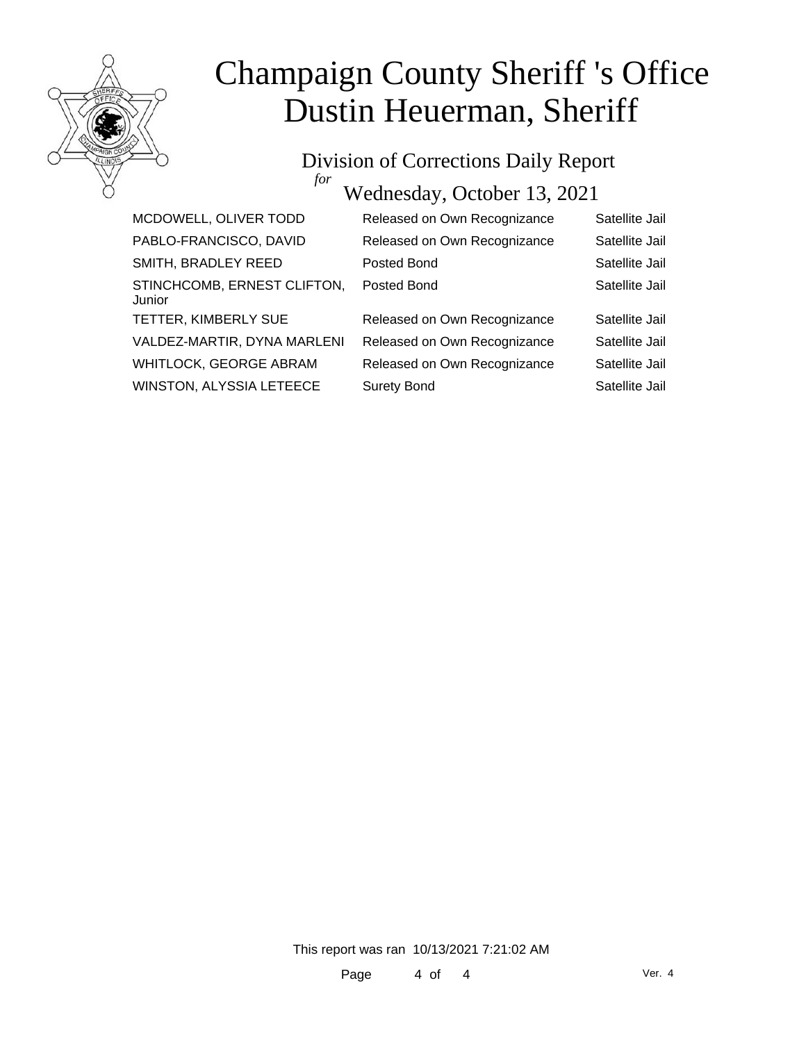# Champaign County Sheriff 's Office
# Dustin Heuerman, Sheriff

## Division of Corrections Daily Report
*for*
## Wednesday, October 13, 2021

| | | |
|---|---|---|
| MCDOWELL, OLIVER TODD | Released on Own Recognizance | Satellite Jail |
| PABLO-FRANCISCO, DAVID | Released on Own Recognizance | Satellite Jail |
| SMITH, BRADLEY REED | Posted Bond | Satellite Jail |
| STINCHCOMB, ERNEST CLIFTON, Junior | Posted Bond | Satellite Jail |
| TETTER, KIMBERLY SUE | Released on Own Recognizance | Satellite Jail |
| VALDEZ-MARTIR, DYNA MARLENI | Released on Own Recognizance | Satellite Jail |
| WHITLOCK, GEORGE ABRAM | Released on Own Recognizance | Satellite Jail |
| WINSTON, ALYSSIA LETEECE | Surety Bond | Satellite Jail |

This report was ran 10/13/2021 7:21:02 AM

Ver. 4